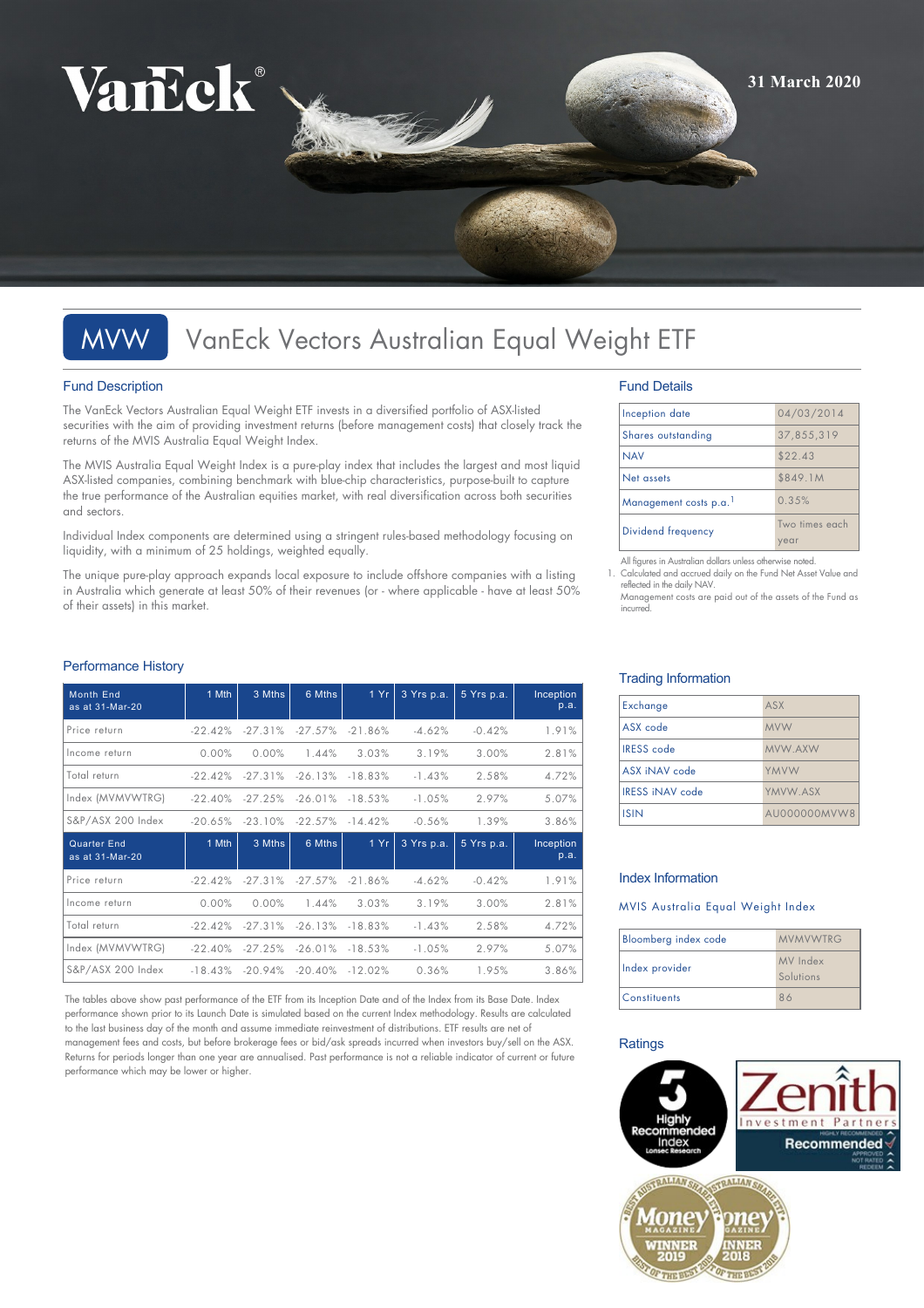31 March 2020

# MVW VanEck Vectors Australian Equal Weight ETF

## Fund Description

The VanEck Vectors Australian Equal Weight ETF invests in a diversified portfolio of ASX-listed securities with the aim of providing investment returns (before management costs) that closely track the returns of the MVIS Australia Equal Weight Index.

The MVIS Australia Equal Weight Index is a pure-play index that includes the largest and most liquid ASX-listed companies, combining benchmark with blue-chip characteristics, purpose-built to capture the true performance of the Australian equities market, with real diversification across both securities and sectors.

Individual Index components are determined using a stringent rules-based methodology focusing on liquidity, with a minimum of 25 holdings, weighted equally.

The unique pure-play approach expands local exposure to include offshore companies with a listing in Australia which generate at least 50% of their revenues (or - where applicable - have at least 50% of their assets) in this market.

## Fund Details

| | |
|---|---|
| Inception date | 04/03/2014 |
| Shares outstanding | 37,855,319 |
| NAV | $22.43 |
| Net assets | $849.1M |
| Management costs p.a.[1] | 0.35% |
| Dividend frequency | Two times each year |

All figures in Australian dollars unless otherwise noted.

1. Calculated and accrued daily on the Fund Net Asset Value and reflected in the daily NAV. Management costs are paid out of the assets of the Fund as incurred.

## Performance History

| Month End as at 31-Mar-20 | 1 Mth | 3 Mths | 6 Mths | 1 Yr | 3 Yrs p.a. | 5 Yrs p.a. | Inception p.a. |
|---|---|---|---|---|---|---|---|
| Price return | -22.42% | -27.31% | -27.57% | -21.86% | -4.62% | -0.42% | 1.91% |
| Income return | 0.00% | 0.00% | 1.44% | 3.03% | 3.19% | 3.00% | 2.81% |
| Total return | -22.42% | -27.31% | -26.13% | -18.83% | -1.43% | 2.58% | 4.72% |
| Index (MVMVWTRG) | -22.40% | -27.25% | -26.01% | -18.53% | -1.05% | 2.97% | 5.07% |
| S&P/ASX 200 Index | -20.65% | -23.10% | -22.57% | -14.42% | -0.56% | 1.39% | 3.86% |
| **Quarter End as at 31-Mar-20** | **1 Mth** | **3 Mths** | **6 Mths** | **1 Yr** | **3 Yrs p.a.** | **5 Yrs p.a.** | **Inception p.a.** |
| Price return | -22.42% | -27.31% | -27.57% | -21.86% | -4.62% | -0.42% | 1.91% |
| Income return | 0.00% | 0.00% | 1.44% | 3.03% | 3.19% | 3.00% | 2.81% |
| Total return | -22.42% | -27.31% | -26.13% | -18.83% | -1.43% | 2.58% | 4.72% |
| Index (MVMVWTRG) | -22.40% | -27.25% | -26.01% | -18.53% | -1.05% | 2.97% | 5.07% |
| S&P/ASX 200 Index | -18.43% | -20.94% | -20.40% | -12.02% | 0.36% | 1.95% | 3.86% |

The tables above show past performance of the ETF from its Inception Date and of the Index from its Base Date. Index performance shown prior to its Launch Date is simulated based on the current Index methodology. Results are calculated to the last business day of the month and assume immediate reinvestment of distributions. ETF results are net of management fees and costs, but before brokerage fees or bid/ask spreads incurred when investors buy/sell on the ASX. Returns for periods longer than one year are annualised. Past performance is not a reliable indicator of current or future performance which may be lower or higher.

## Trading Information

| | |
|---|---|
| Exchange | ASX |
| ASX code | MVW |
| IRESS code | MVW.AXW |
| ASX iNAV code | YMVW |
| IRESS iNAV code | YMVW.ASX |
| ISIN | AU000000MVW8 |

## Index Information

MVIS Australia Equal Weight Index

| | |
|---|---|
| Bloomberg index code | MVMVWTRG |
| Index provider | MV Index Solutions |
| Constituents | 86 |

## Ratings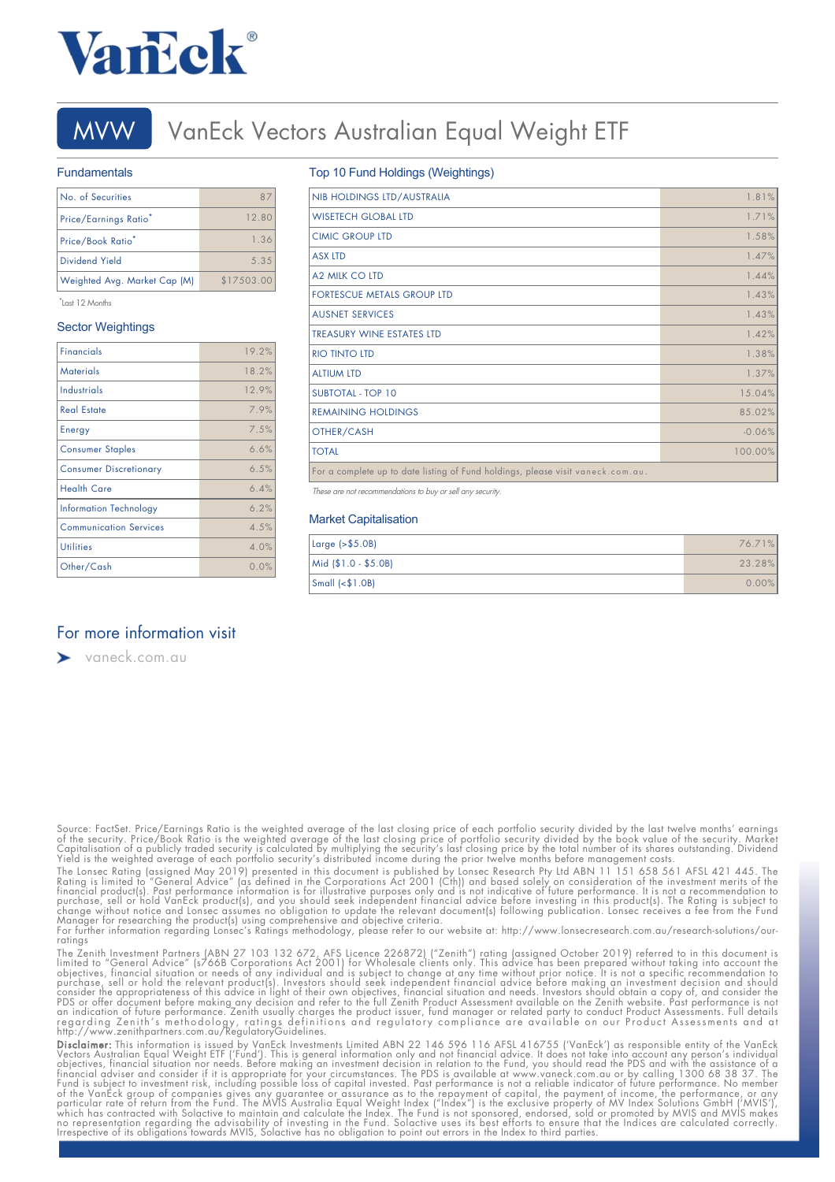# VanEck

## MVW VanEck Vectors Australian Equal Weight ETF

### Fundamentals

| | |
|---|---|
| No. of Securities | 87 |
| Price/Earnings Ratio* | 12.80 |
| Price/Book Ratio* | 1.36 |
| Dividend Yield | 5.35 |
| Weighted Avg. Market Cap (M) | $17503.00 |

*Last 12 Months

### Sector Weightings

| | |
|---|---|
| Financials | 19.2% |
| Materials | 18.2% |
| Industrials | 12.9% |
| Real Estate | 7.9% |
| Energy | 7.5% |
| Consumer Staples | 6.6% |
| Consumer Discretionary | 6.5% |
| Health Care | 6.4% |
| Information Technology | 6.2% |
| Communication Services | 4.5% |
| Utilities | 4.0% |
| Other/Cash | 0.0% |

### Top 10 Fund Holdings (Weightings)

| | |
|---|---|
| NIB HOLDINGS LTD/AUSTRALIA | 1.81% |
| WISETECH GLOBAL LTD | 1.71% |
| CIMIC GROUP LTD | 1.58% |
| ASX LTD | 1.47% |
| A2 MILK CO LTD | 1.44% |
| FORTESCUE METALS GROUP LTD | 1.43% |
| AUSNET SERVICES | 1.43% |
| TREASURY WINE ESTATES LTD | 1.42% |
| RIO TINTO LTD | 1.38% |
| ALTIUM LTD | 1.37% |
| SUBTOTAL - TOP 10 | 15.04% |
| REMAINING HOLDINGS | 85.02% |
| OTHER/CASH | -0.06% |
| TOTAL | 100.00% |
| For a complete up to date listing of Fund holdings, please visit vaneck.com.au. | |

*These are not recommendations to buy or sell any security.*

### Market Capitalisation

| | |
|---|---|
| Large (>$5.0B) | 76.71% |
| Mid ($1.0 - $5.0B) | 23.28% |
| Small (<$1.0B) | 0.00% |

## For more information visit

vaneck.com.au

Source: FactSet. Price/Earnings Ratio is the weighted average of the last closing price of each portfolio security divided by the last twelve months' earnings of the security. Price/Book Ratio is the weighted average of the last closing price of portfolio security divided by the book value of the security. Market Capitalisation of a publicly traded security is calculated by multiplying the security's last closing price by the total number of its shares outstanding. Dividend Yield is the weighted average of each portfolio security's distributed income during the prior twelve months before management costs.

The Lonsec Rating (assigned May 2019) presented in this document is published by Lonsec Research Pty Ltd ABN 11 151 658 561 AFSL 421 445. The Rating is limited to "General Advice" (as defined in the Corporations Act 2001 (Cth)) and based solely on consideration of the investment merits of the financial product(s). Past performance information is for illustrative purposes only and is not indicative of future performance. It is not a recommendation to purchase, sell or hold VanEck product(s), and you should seek independent financial advice before investing in this product(s). The Rating is subject to change without notice and Lonsec assumes no obligation to update the relevant document(s) following publication. Lonsec receives a fee from the Fund Manager for researching the product(s) using comprehensive and objective criteria.
For further information regarding Lonsec's Ratings methodology, please refer to our website at: http://www.lonsecresearch.com.au/research-solutions/our-ratings

The Zenith Investment Partners (ABN 27 103 132 672, AFS Licence 226872) ("Zenith") rating (assigned October 2019) referred to in this document is limited to "General Advice" (s766B Corporations Act 2001) for Wholesale clients only. This advice has been prepared without taking into account the objectives, financial situation or needs of any individual and is subject to change at any time without prior notice. It is not a specific recommendation to purchase, sell or hold the relevant product(s). Investors should seek independent financial advice before making an investment decision and should consider the appropriateness of this advice in light of their own objectives, financial situation and needs. Investors should obtain a copy of, and consider the PDS or offer document before making any decision and refer to the full Zenith Product Assessment available on the Zenith website. Past performance is not an indication of future performance. Zenith usually charges the product issuer, fund manager or related party to conduct Product Assessments. Full details regarding Zenith's methodology, ratings definitions and regulatory compliance are available on our Product Assessments and at http://www.zenithpartners.com.au/RegulatoryGuidelines.

**Disclaimer:** This information is issued by VanEck Investments Limited ABN 22 146 596 116 AFSL 416755 ('VanEck') as responsible entity of the VanEck Vectors Australian Equal Weight ETF ('Fund'). This is general information only and not financial advice. It does not take into account any person's individual objectives, financial situation nor needs. Before making an investment decision in relation to the Fund, you should read the PDS and with the assistance of a financial adviser and consider if it is appropriate for your circumstances. The PDS is available at www.vaneck.com.au or by calling 1300 68 38 37. The Fund is subject to investment risk, including possible loss of capital invested. Past performance is not a reliable indicator of future performance. No member of the VanEck group of companies gives any guarantee or assurance as to the repayment of capital, the payment of income, the performance, or any particular rate of return from the Fund. The MVIS Australia Equal Weight Index ("Index") is the exclusive property of MV Index Solutions GmbH ('MVIS'), which has contracted with Solactive to maintain and calculate the Index. The Fund is not sponsored, endorsed, sold or promoted by MVIS and MVIS makes no representation regarding the advisability of investing in the Fund. Solactive uses its best efforts to ensure that the Indices are calculated correctly. Irrespective of its obligations towards MVIS, Solactive has no obligation to point out errors in the Index to third parties.